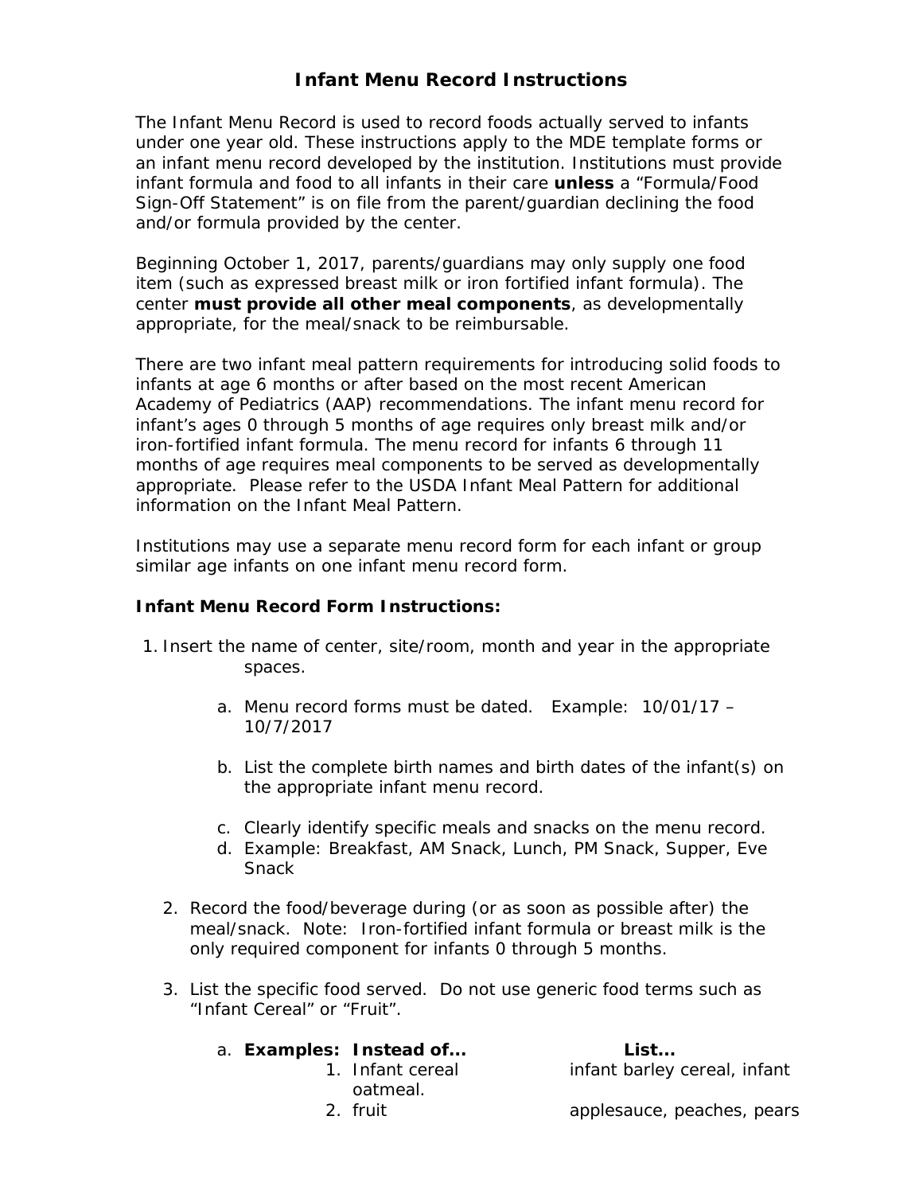# Infant Menu Record Instructions

The Infant Menu Record is used to record foods actually served to infants under one year old. These instructions apply to the MDE template forms or an infant menu record developed by the institution. Institutions must provide infant formula and food to all infants in their care **unless** a "Formula/Food Sign-Off Statement" is on file from the parent/guardian declining the food and/or formula provided by the center.

Beginning October 1, 2017, parents/guardians may only supply one food item (such as expressed breast milk or iron fortified infant formula). The center **must provide all other meal components**, as developmentally appropriate, for the meal/snack to be reimbursable.

There are two infant meal pattern requirements for introducing solid foods to infants at age 6 months or after based on the most recent American Academy of Pediatrics (AAP) recommendations. The infant menu record for infant's ages 0 through 5 months of age requires only breast milk and/or iron-fortified infant formula. The menu record for infants 6 through 11 months of age requires meal components to be served as developmentally appropriate. Please refer to the USDA Infant Meal Pattern for additional information on the Infant Meal Pattern.

Institutions may use a separate menu record form for each infant or group similar age infants on one infant menu record form.

**Infant Menu Record Form Instructions:**

1. Insert the name of center, site/room, month and year in the appropriate spaces.
   a. Menu record forms must be dated. Example: 10/01/17 – 10/7/2017
   b. List the complete birth names and birth dates of the infant(s) on the appropriate infant menu record.
   c. Clearly identify specific meals and snacks on the menu record.
   d. Example: Breakfast, AM Snack, Lunch, PM Snack, Supper, Eve Snack
2. Record the food/beverage during (or as soon as possible after) the meal/snack. Note: Iron-fortified infant formula or breast milk is the only required component for infants 0 through 5 months.
3. List the specific food served. Do not use generic food terms such as "Infant Cereal" or "Fruit".
   a. **Examples: Instead of… List…**
      1. Infant cereal — infant barley cereal, infant oatmeal.
      2. fruit — applesauce, peaches, pears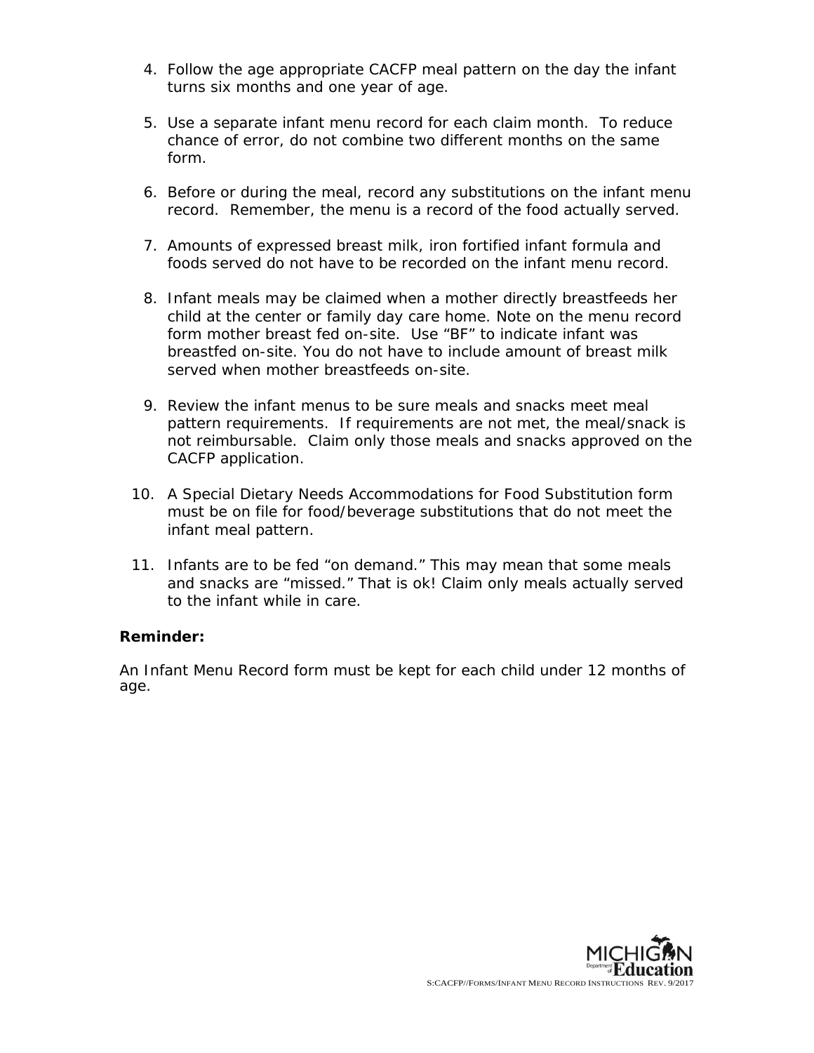4. Follow the age appropriate CACFP meal pattern on the day the infant turns six months and one year of age.

5. Use a separate infant menu record for each claim month. To reduce chance of error, do not combine two different months on the same form.

6. Before or during the meal, record any substitutions on the infant menu record. Remember, the menu is a record of the food actually served.

7. Amounts of expressed breast milk, iron fortified infant formula and foods served do not have to be recorded on the infant menu record.

8. Infant meals may be claimed when a mother directly breastfeeds her child at the center or family day care home. Note on the menu record form mother breast fed on-site. Use "BF" to indicate infant was breastfed on-site. You do not have to include amount of breast milk served when mother breastfeeds on-site.

9. Review the infant menus to be sure meals and snacks meet meal pattern requirements. If requirements are not met, the meal/snack is not reimbursable. Claim only those meals and snacks approved on the CACFP application.

10. A Special Dietary Needs Accommodations for Food Substitution form must be on file for food/beverage substitutions that do not meet the infant meal pattern.

11. Infants are to be fed "on demand." This may mean that some meals and snacks are "missed." That is ok! Claim only meals actually served to the infant while in care.

**Reminder:**

An Infant Menu Record form must be kept for each child under 12 months of age.

S:CACFP//FORMS/INFANT MENU RECORD INSTRUCTIONS REV. 9/2017